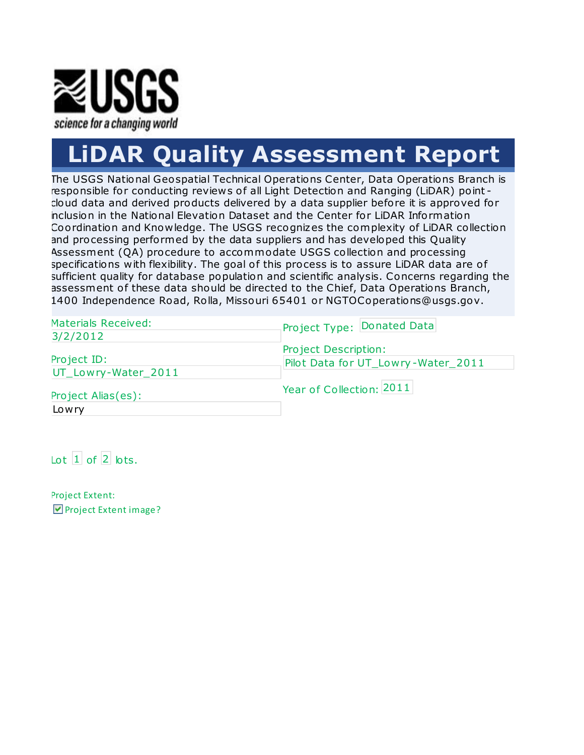USGS

science for a changing world

# LiDAR Quality Assessment Report

The USGS National Geospatial Technical Operations Center, Data Operations Branch is responsible for conducting reviews of all Light Detection and Ranging (LiDAR) point-cloud data and derived products delivered by a data supplier before it is approved for inclusion in the National Elevation Dataset and the Center for LiDAR Information Coordination and Knowledge. The USGS recognizes the complexity of LiDAR collection and processing performed by the data suppliers and has developed this Quality Assessment (QA) procedure to accommodate USGS collection and processing specifications with flexibility. The goal of this process is to assure LiDAR data are of sufficient quality for database population and scientific analysis. Concerns regarding the assessment of these data should be directed to the Chief, Data Operations Branch, 1400 Independence Road, Rolla, Missouri 65401 or NGTOCoperations@usgs.gov.

Materials Received: 3/2/2012

Project ID: UT_Lowry-Water_2011

Project Alias(es): Lowry

Project Type: Donated Data

Project Description: Pilot Data for UT_Lowry-Water_2011

Year of Collection: 2011

Lot 1 of 2 lots.

Project Extent:

☑ Project Extent image?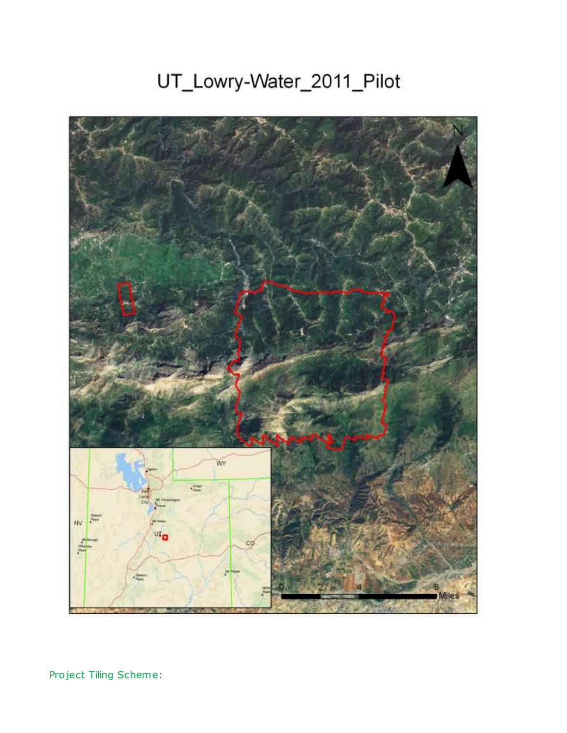# UT_Lowry-Water_2011_Pilot

Project Tiling Scheme: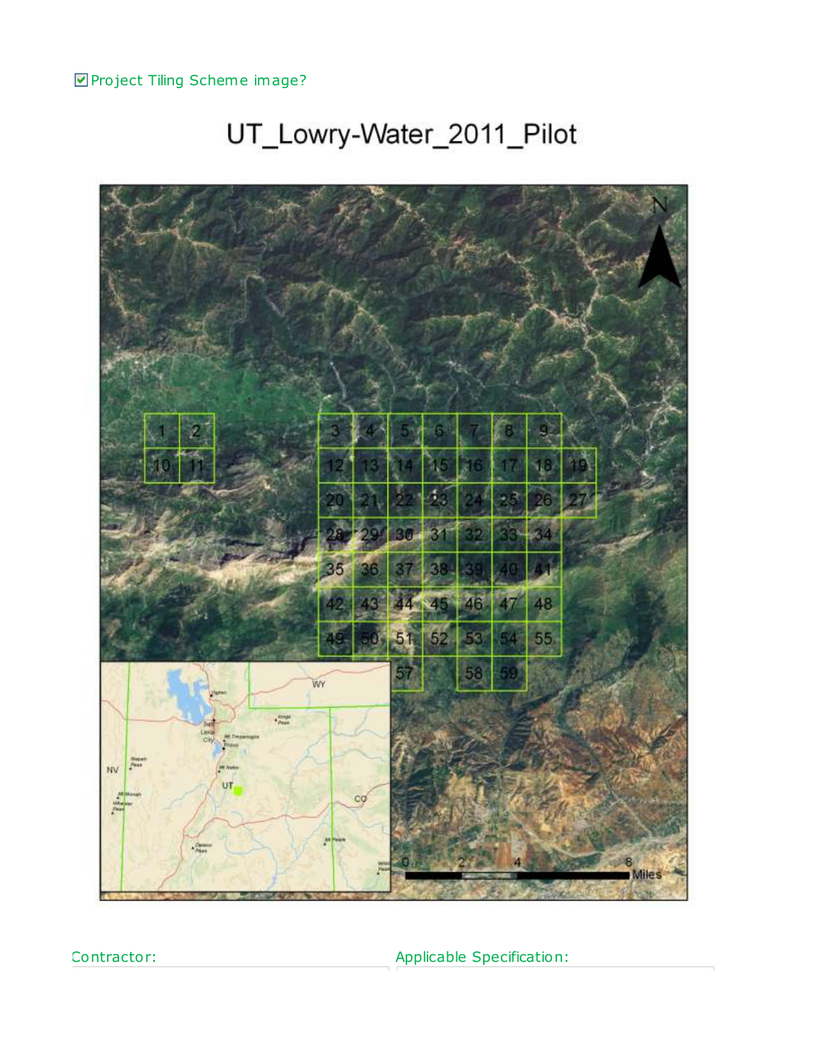☑ Project Tiling Scheme image?

UT_Lowry-Water_2011_Pilot

Contractor:

Applicable Specification: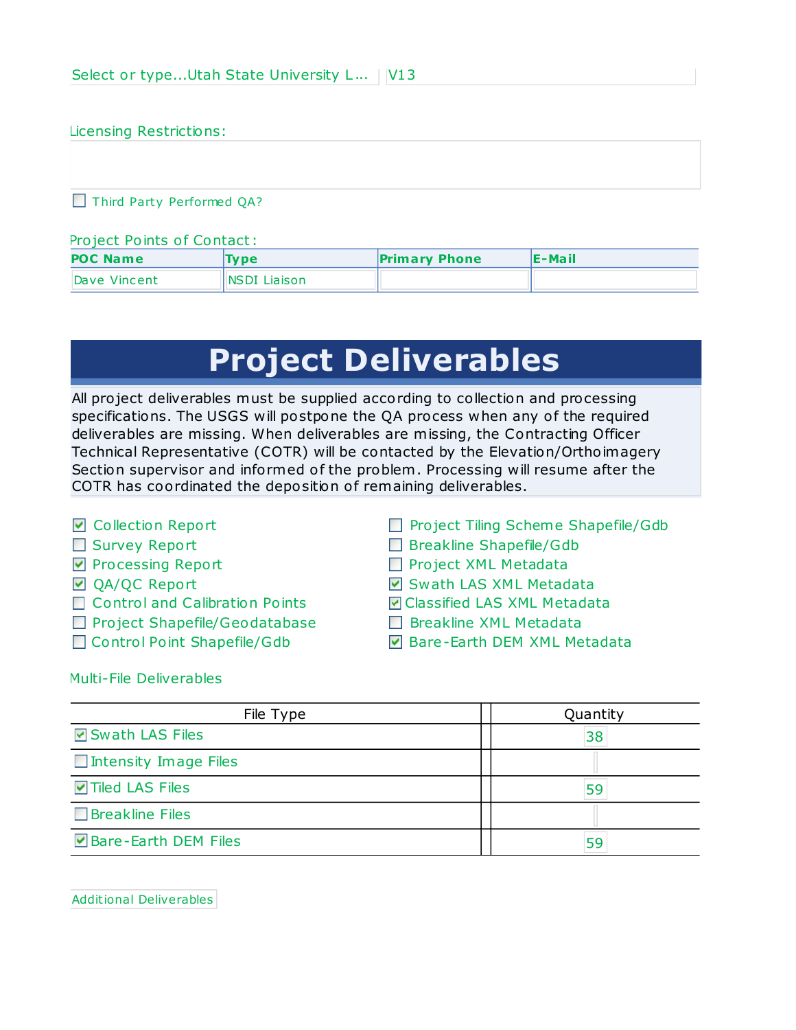Select or type...Utah State University L... | V13

Licensing Restrictions:

☐ Third Party Performed QA?

Project Points of Contact:

| POC Name | Type | Primary Phone | E-Mail |
|---|---|---|---|
| Dave Vincent | NSDI Liaison | | |

# Project Deliverables

All project deliverables must be supplied according to collection and processing specifications. The USGS will postpone the QA process when any of the required deliverables are missing. When deliverables are missing, the Contracting Officer Technical Representative (COTR) will be contacted by the Elevation/Orthoimagery Section supervisor and informed of the problem. Processing will resume after the COTR has coordinated the deposition of remaining deliverables.

- ☑ Collection Report
- ☐ Survey Report
- ☑ Processing Report
- ☑ QA/QC Report
- ☐ Control and Calibration Points
- ☐ Project Shapefile/Geodatabase
- ☐ Control Point Shapefile/Gdb
- ☐ Project Tiling Scheme Shapefile/Gdb
- ☐ Breakline Shapefile/Gdb
- ☐ Project XML Metadata
- ☑ Swath LAS XML Metadata
- ☑ Classified LAS XML Metadata
- ☐ Breakline XML Metadata
- ☑ Bare-Earth DEM XML Metadata

Multi-File Deliverables

| File Type | Quantity |
|---|---|
| ☑ Swath LAS Files | 38 |
| ☐ Intensity Image Files | |
| ☑ Tiled LAS Files | 59 |
| ☐ Breakline Files | |
| ☑ Bare-Earth DEM Files | 59 |

Additional Deliverables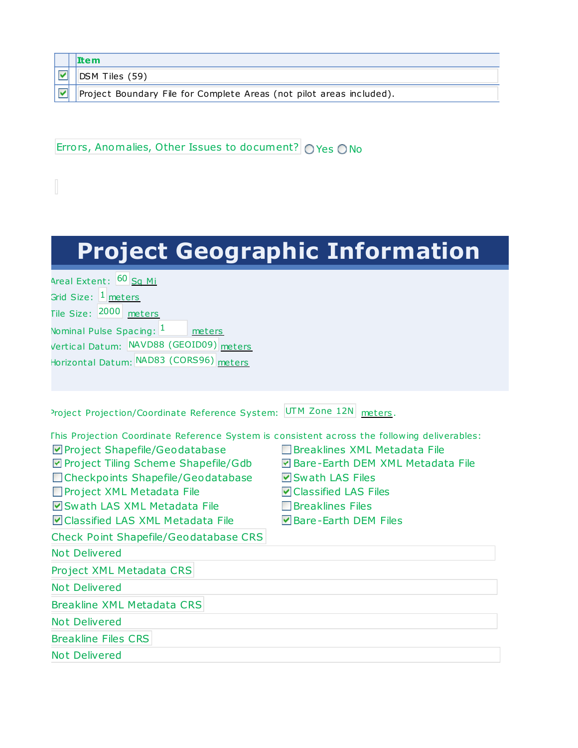| | Item |
|---|---|
| ☑ | DSM Tiles (59) |
| ☑ | Project Boundary File for Complete Areas (not pilot areas included). |

Errors, Anomalies, Other Issues to document? ○ Yes ○ No

# Project Geographic Information

Areal Extent: 60 Sq Mi

Grid Size: 1 meters

Tile Size: 2000 meters

Nominal Pulse Spacing: 1 meters

Vertical Datum: NAVD88 (GEOID09) meters

Horizontal Datum: NAD83 (CORS96) meters

Project Projection/Coordinate Reference System: UTM Zone 12N meters.

This Projection Coordinate Reference System is consistent across the following deliverables:

- ☑ Project Shapefile/Geodatabase
- ☑ Project Tiling Scheme Shapefile/Gdb
- ☐ Checkpoints Shapefile/Geodatabase
- ☐ Project XML Metadata File
- ☑ Swath LAS XML Metadata File
- ☑ Classified LAS XML Metadata File
- ☐ Breaklines XML Metadata File
- ☑ Bare-Earth DEM XML Metadata File
- ☑ Swath LAS Files
- ☑ Classified LAS Files
- ☐ Breaklines Files
- ☑ Bare-Earth DEM Files

Check Point Shapefile/Geodatabase CRS

Not Delivered

Project XML Metadata CRS

Not Delivered

Breakline XML Metadata CRS

Not Delivered

Breakline Files CRS

Not Delivered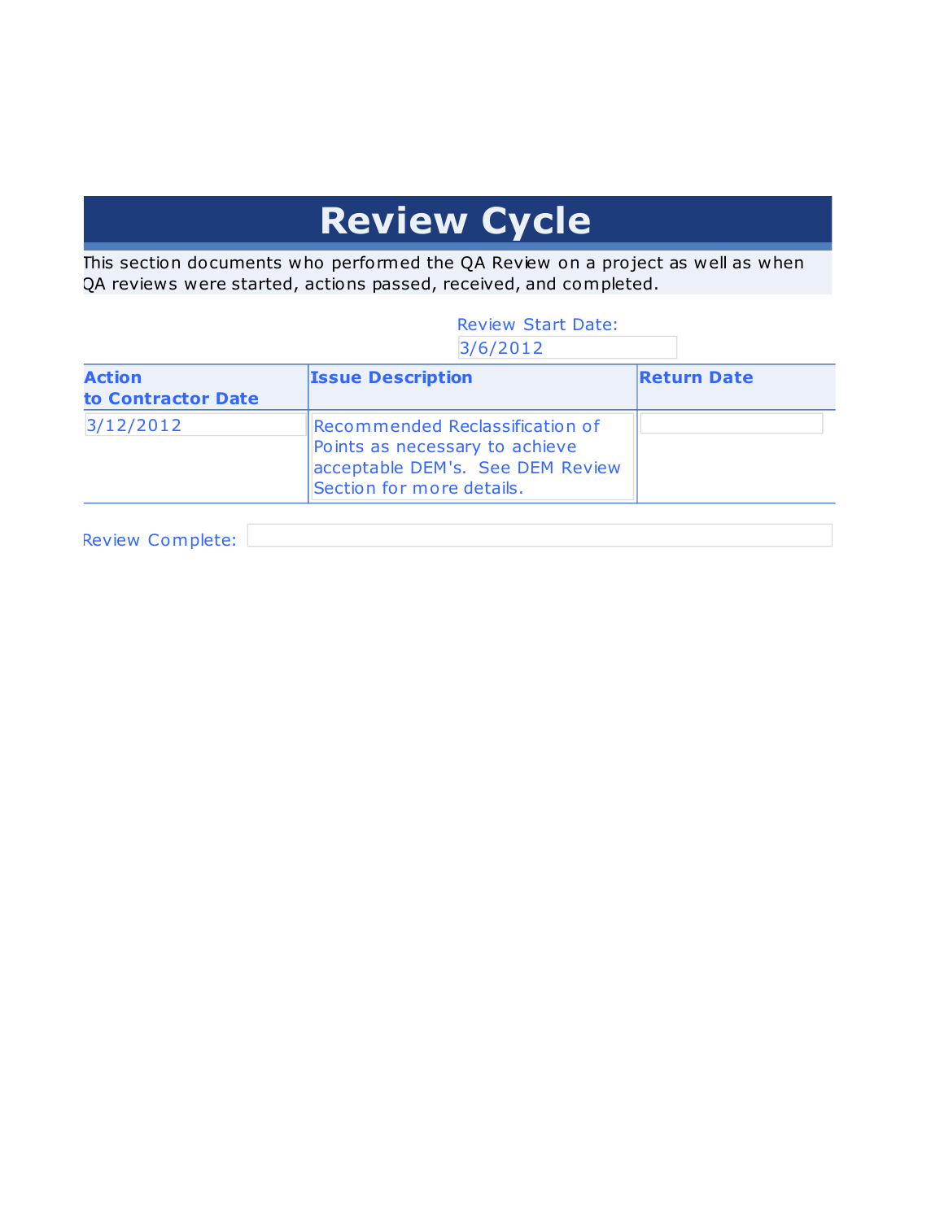# Review Cycle

This section documents who performed the QA Review on a project as well as when QA reviews were started, actions passed, received, and completed.

Review Start Date: 3/6/2012

| Action to Contractor Date | Issue Description | Return Date |
|---|---|---|
| 3/12/2012 | Recommended Reclassification of Points as necessary to achieve acceptable DEM's. See DEM Review Section for more details. | |

Review Complete: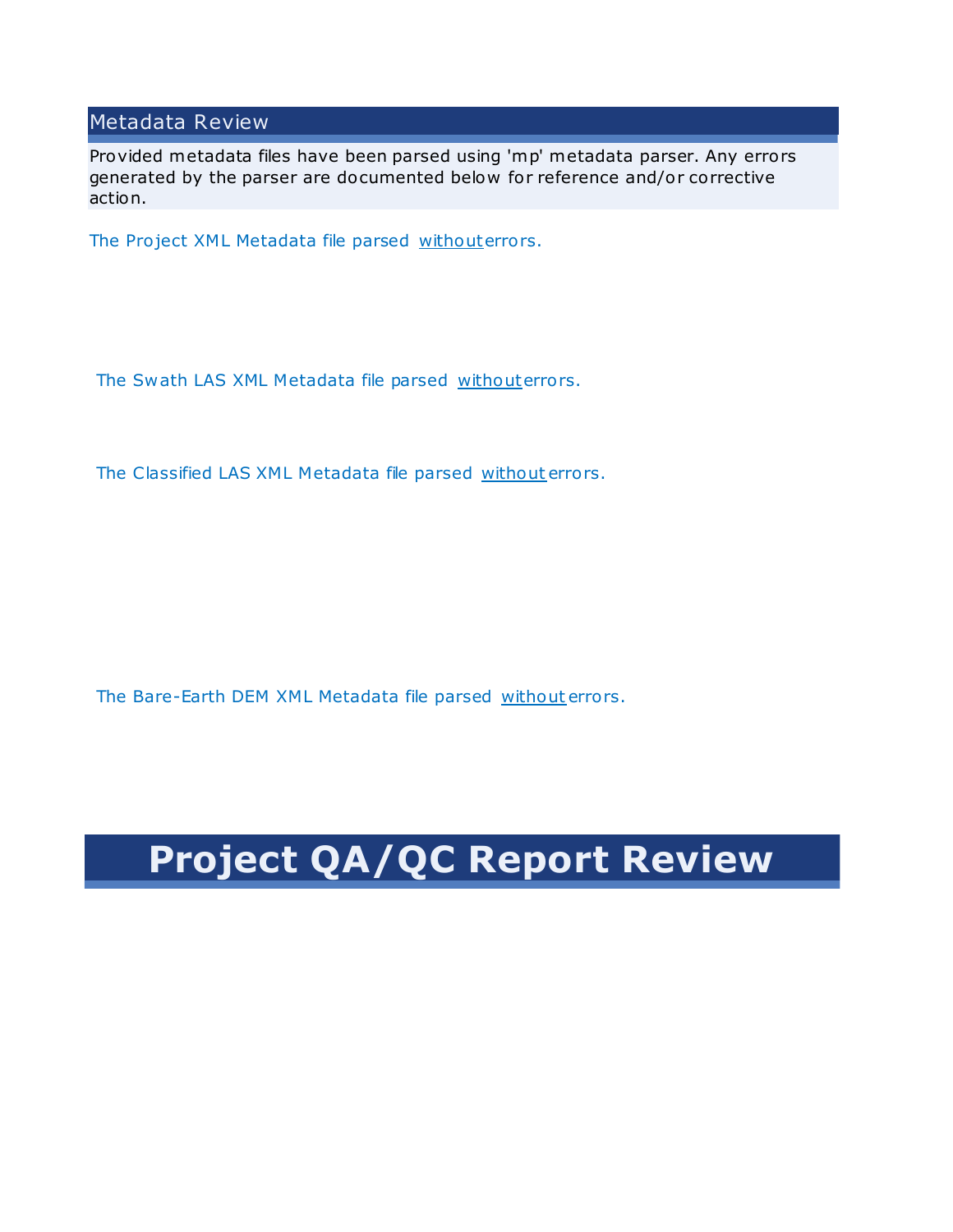## Metadata Review

Provided metadata files have been parsed using 'mp' metadata parser. Any errors generated by the parser are documented below for reference and/or corrective action.

The Project XML Metadata file parsed without errors.

The Swath LAS XML Metadata file parsed without errors.

The Classified LAS XML Metadata file parsed without errors.

The Bare-Earth DEM XML Metadata file parsed without errors.

# Project QA/QC Report Review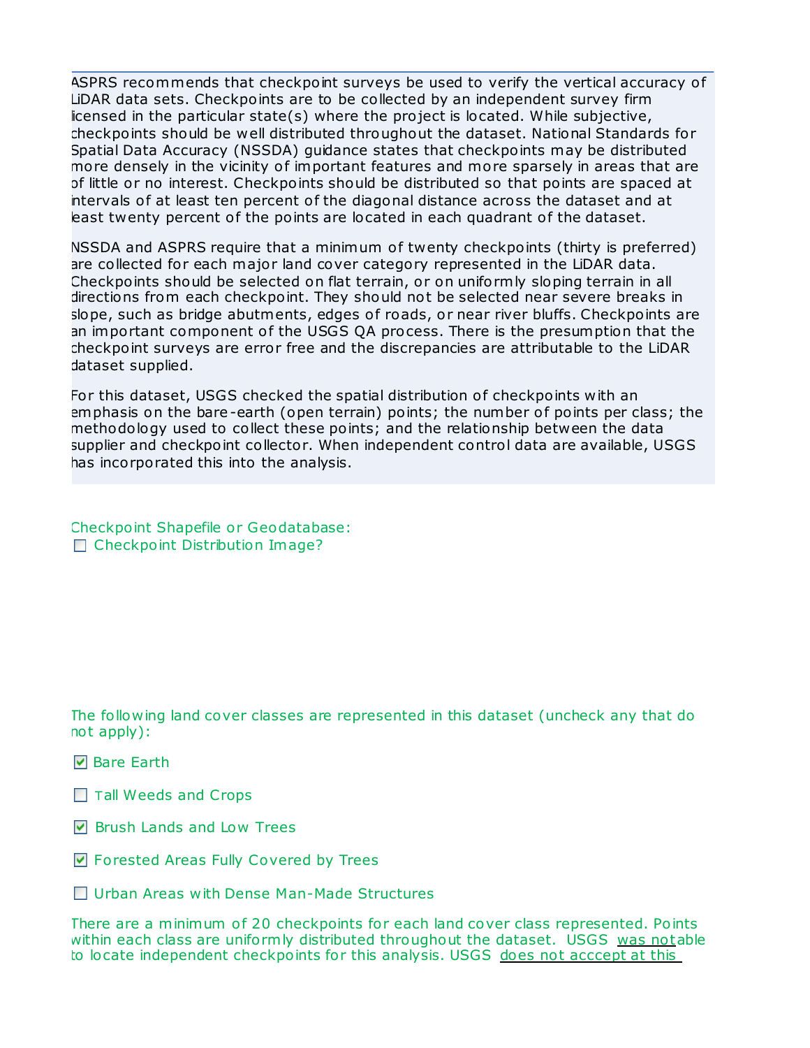ASPRS recommends that checkpoint surveys be used to verify the vertical accuracy of LiDAR data sets. Checkpoints are to be collected by an independent survey firm licensed in the particular state(s) where the project is located. While subjective, checkpoints should be well distributed throughout the dataset. National Standards for Spatial Data Accuracy (NSSDA) guidance states that checkpoints may be distributed more densely in the vicinity of important features and more sparsely in areas that are of little or no interest. Checkpoints should be distributed so that points are spaced at intervals of at least ten percent of the diagonal distance across the dataset and at least twenty percent of the points are located in each quadrant of the dataset.

NSSDA and ASPRS require that a minimum of twenty checkpoints (thirty is preferred) are collected for each major land cover category represented in the LiDAR data. Checkpoints should be selected on flat terrain, or on uniformly sloping terrain in all directions from each checkpoint. They should not be selected near severe breaks in slope, such as bridge abutments, edges of roads, or near river bluffs. Checkpoints are an important component of the USGS QA process. There is the presumption that the checkpoint surveys are error free and the discrepancies are attributable to the LiDAR dataset supplied.

For this dataset, USGS checked the spatial distribution of checkpoints with an emphasis on the bare-earth (open terrain) points; the number of points per class; the methodology used to collect these points; and the relationship between the data supplier and checkpoint collector. When independent control data are available, USGS has incorporated this into the analysis.

Checkpoint Shapefile or Geodatabase:

- [ ] Checkpoint Distribution Image?

The following land cover classes are represented in this dataset (uncheck any that do not apply):

- [x] Bare Earth
- [ ] Tall Weeds and Crops
- [x] Brush Lands and Low Trees
- [x] Forested Areas Fully Covered by Trees
- [ ] Urban Areas with Dense Man-Made Structures

There are a minimum of 20 checkpoints for each land cover class represented. Points within each class are uniformly distributed throughout the dataset. USGS was not able to locate independent checkpoints for this analysis. USGS does not acccept at this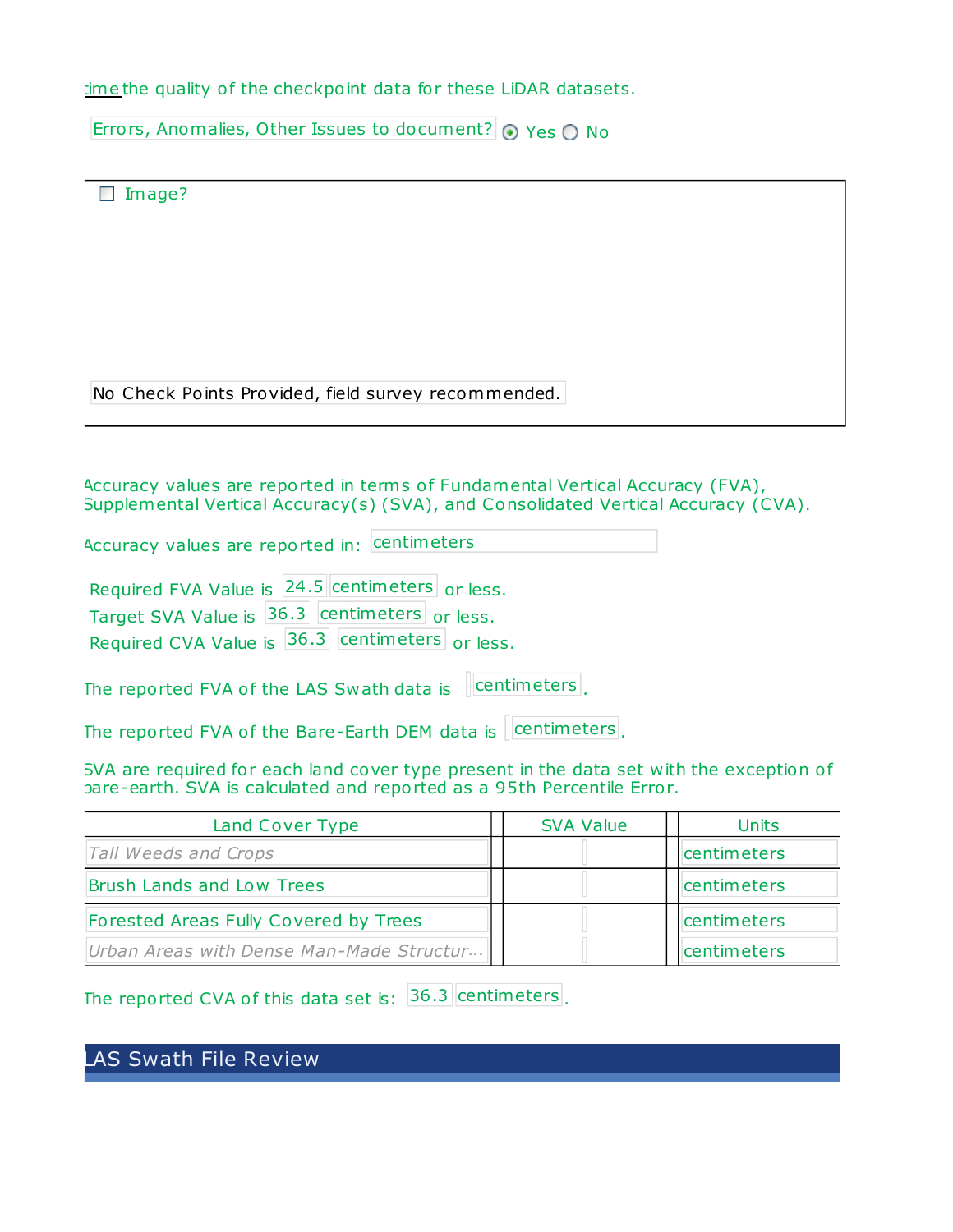time the quality of the checkpoint data for these LiDAR datasets.

Errors, Anomalies, Other Issues to document? (•) Yes ( ) No

☐ Image?

No Check Points Provided, field survey recommended.

Accuracy values are reported in terms of Fundamental Vertical Accuracy (FVA), Supplemental Vertical Accuracy(s) (SVA), and Consolidated Vertical Accuracy (CVA).

Accuracy values are reported in: centimeters

Required FVA Value is 24.5 centimeters or less.
Target SVA Value is 36.3 centimeters or less.
Required CVA Value is 36.3 centimeters or less.

The reported FVA of the LAS Swath data is centimeters.

The reported FVA of the Bare-Earth DEM data is centimeters.

SVA are required for each land cover type present in the data set with the exception of bare-earth. SVA is calculated and reported as a 95th Percentile Error.

| Land Cover Type | SVA Value | Units |
| --- | --- | --- |
| *Tall Weeds and Crops* | | centimeters |
| Brush Lands and Low Trees | | centimeters |
| Forested Areas Fully Covered by Trees | | centimeters |
| *Urban Areas with Dense Man-Made Structur...* | | centimeters |

The reported CVA of this data set is: 36.3 centimeters.

## LAS Swath File Review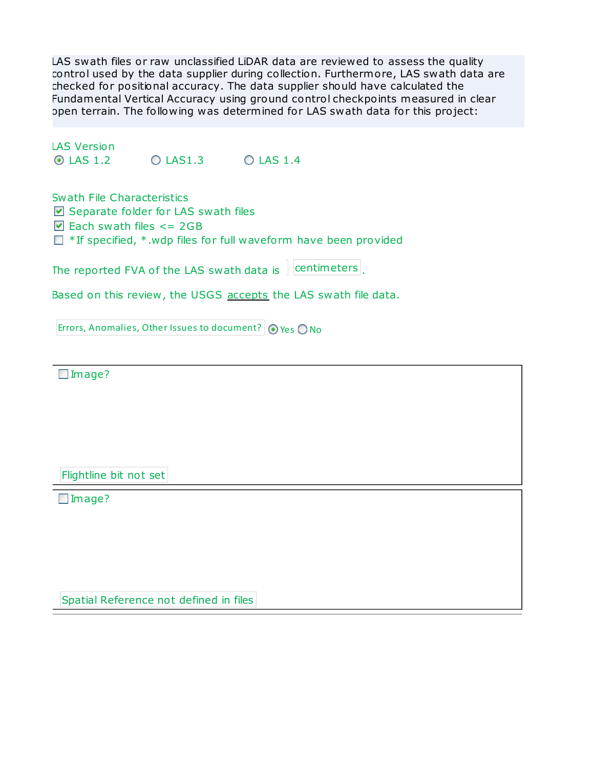LAS swath files or raw unclassified LiDAR data are reviewed to assess the quality control used by the data supplier during collection. Furthermore, LAS swath data are checked for positional accuracy. The data supplier should have calculated the Fundamental Vertical Accuracy using ground control checkpoints measured in clear open terrain. The following was determined for LAS swath data for this project:

LAS Version

- (•) LAS 1.2
- ( ) LAS1.3
- ( ) LAS 1.4

Swath File Characteristics

- [x] Separate folder for LAS swath files
- [x] Each swath files <= 2GB
- [ ] *If specified, *.wdp files for full waveform have been provided

The reported FVA of the LAS swath data is centimeters.

Based on this review, the USGS accepts the LAS swath file data.

Errors, Anomalies, Other Issues to document? (•) Yes ( ) No

- [ ] Image?

Flightline bit not set

- [ ] Image?

Spatial Reference not defined in files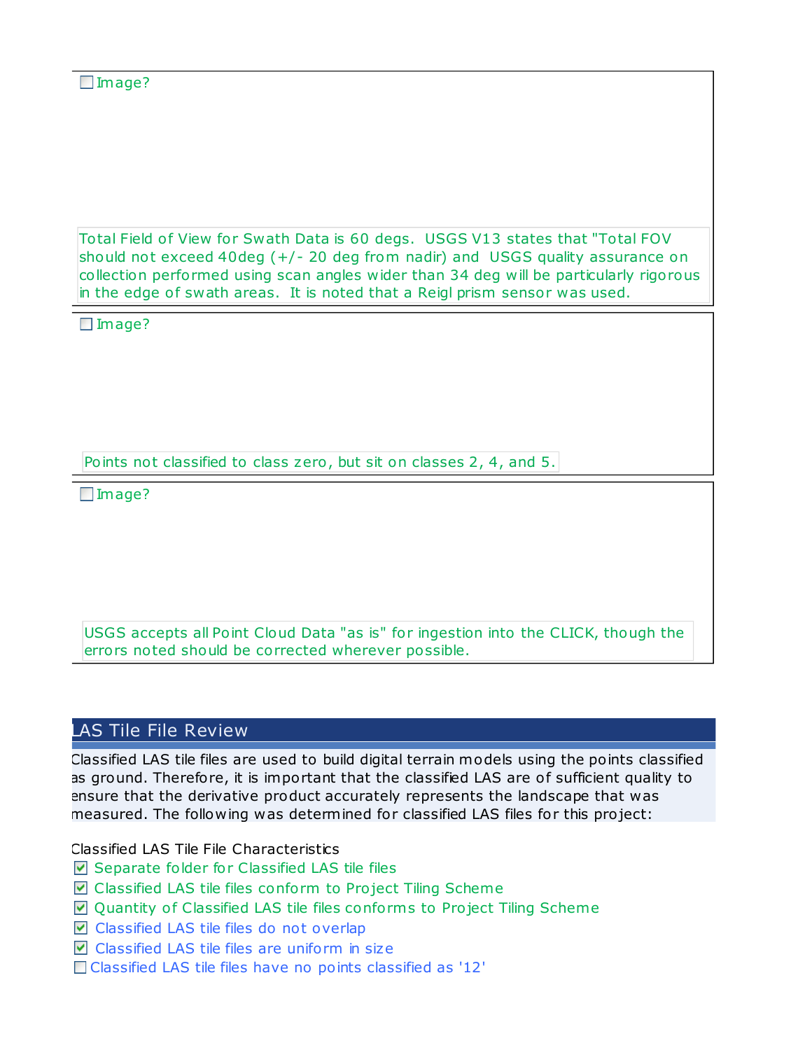- [ ] Image?

Total Field of View for Swath Data is 60 degs. USGS V13 states that "Total FOV should not exceed 40deg (+/- 20 deg from nadir) and USGS quality assurance on collection performed using scan angles wider than 34 deg will be particularly rigorous in the edge of swath areas. It is noted that a Reigl prism sensor was used.

- [ ] Image?

Points not classified to class zero, but sit on classes 2, 4, and 5.

- [ ] Image?

USGS accepts all Point Cloud Data "as is" for ingestion into the CLICK, though the errors noted should be corrected wherever possible.

## LAS Tile File Review

Classified LAS tile files are used to build digital terrain models using the points classified as ground. Therefore, it is important that the classified LAS are of sufficient quality to ensure that the derivative product accurately represents the landscape that was measured. The following was determined for classified LAS files for this project:

Classified LAS Tile File Characteristics

- [x] Separate folder for Classified LAS tile files
- [x] Classified LAS tile files conform to Project Tiling Scheme
- [x] Quantity of Classified LAS tile files conforms to Project Tiling Scheme
- [x] Classified LAS tile files do not overlap
- [x] Classified LAS tile files are uniform in size
- [ ] Classified LAS tile files have no points classified as '12'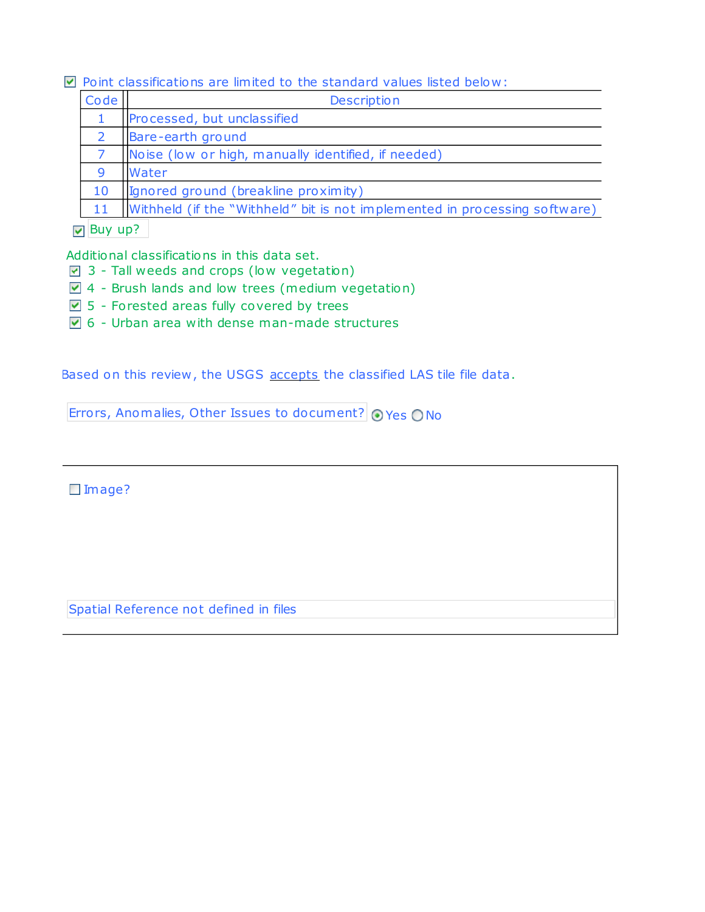☑ Point classifications are limited to the standard values listed below:

| Code | Description |
|---|---|
| 1 | Processed, but unclassified |
| 2 | Bare-earth ground |
| 7 | Noise (low or high, manually identified, if needed) |
| 9 | Water |
| 10 | Ignored ground (breakline proximity) |
| 11 | Withheld (if the "Withheld" bit is not implemented in processing software) |

☑ Buy up?

Additional classifications in this data set.

- ☑ 3 - Tall weeds and crops (low vegetation)
- ☑ 4 - Brush lands and low trees (medium vegetation)
- ☑ 5 - Forested areas fully covered by trees
- ☑ 6 - Urban area with dense man-made structures

Based on this review, the USGS accepts the classified LAS tile file data.

Errors, Anomalies, Other Issues to document? ◉ Yes ○ No

☐ Image?

Spatial Reference not defined in files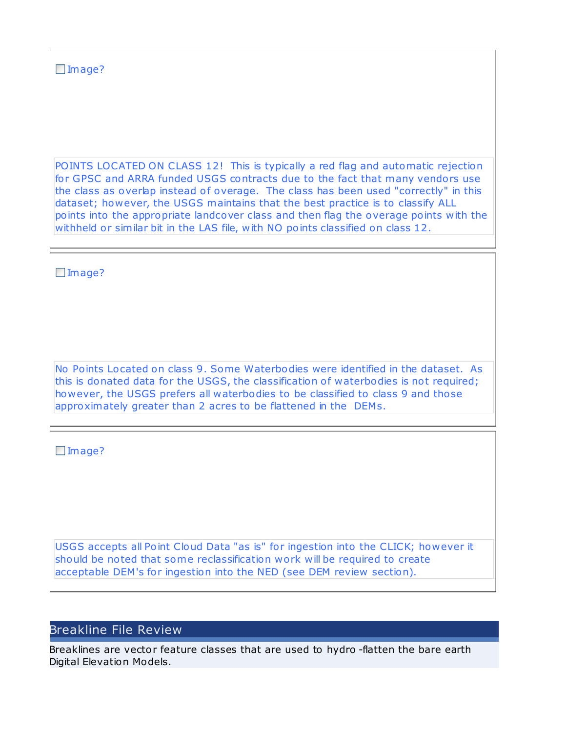☐ Image?

POINTS LOCATED ON CLASS 12! This is typically a red flag and automatic rejection for GPSC and ARRA funded USGS contracts due to the fact that many vendors use the class as overlap instead of overage. The class has been used "correctly" in this dataset; however, the USGS maintains that the best practice is to classify ALL points into the appropriate landcover class and then flag the overage points with the withheld or similar bit in the LAS file, with NO points classified on class 12.

☐ Image?

No Points Located on class 9. Some Waterbodies were identified in the dataset. As this is donated data for the USGS, the classification of waterbodies is not required; however, the USGS prefers all waterbodies to be classified to class 9 and those approximately greater than 2 acres to be flattened in the DEMs.

☐ Image?

USGS accepts all Point Cloud Data "as is" for ingestion into the CLICK; however it should be noted that some reclassification work will be required to create acceptable DEM's for ingestion into the NED (see DEM review section).

## Breakline File Review

Breaklines are vector feature classes that are used to hydro -flatten the bare earth Digital Elevation Models.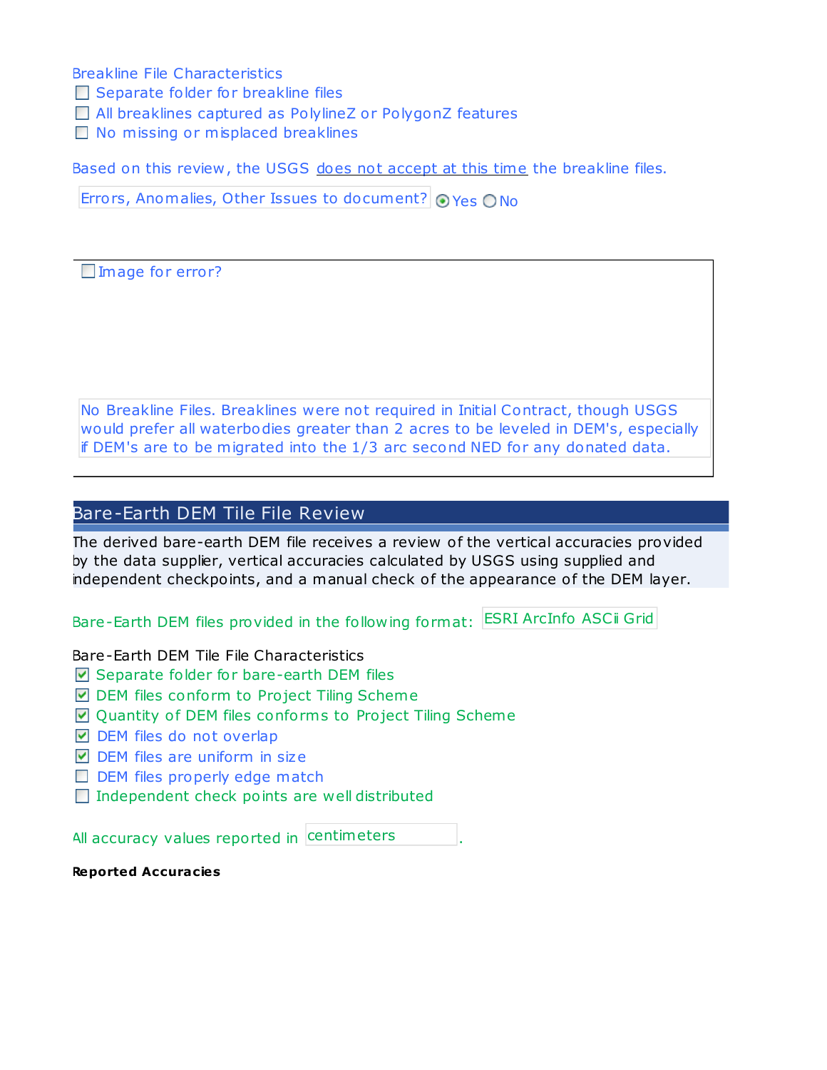Breakline File Characteristics

- [ ] Separate folder for breakline files
- [ ] All breaklines captured as PolylineZ or PolygonZ features
- [ ] No missing or misplaced breaklines

Based on this review, the USGS does not accept at this time the breakline files.

Errors, Anomalies, Other Issues to document? (x) Yes ( ) No

- [ ] Image for error?

No Breakline Files. Breaklines were not required in Initial Contract, though USGS would prefer all waterbodies greater than 2 acres to be leveled in DEM's, especially if DEM's are to be migrated into the 1/3 arc second NED for any donated data.

## Bare-Earth DEM Tile File Review

The derived bare-earth DEM file receives a review of the vertical accuracies provided by the data supplier, vertical accuracies calculated by USGS using supplied and independent checkpoints, and a manual check of the appearance of the DEM layer.

Bare-Earth DEM files provided in the following format: ESRI ArcInfo ASCii Grid

Bare-Earth DEM Tile File Characteristics

- [x] Separate folder for bare-earth DEM files
- [x] DEM files conform to Project Tiling Scheme
- [x] Quantity of DEM files conforms to Project Tiling Scheme
- [x] DEM files do not overlap
- [x] DEM files are uniform in size
- [ ] DEM files properly edge match
- [ ] Independent check points are well distributed

All accuracy values reported in centimeters.

**Reported Accuracies**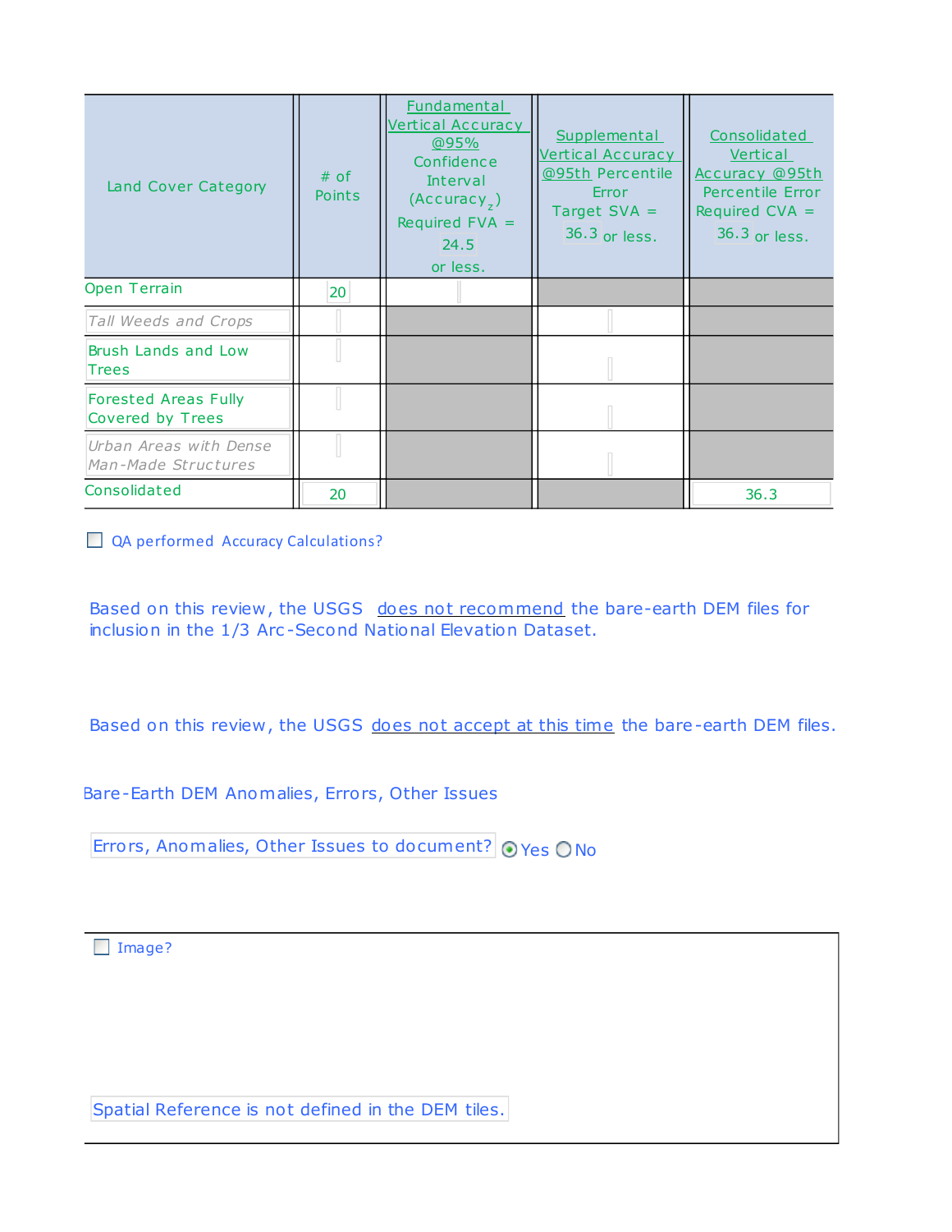| Land Cover Category | # of Points | Fundamental Vertical Accuracy @95% Confidence Interval ($Accuracy_z$) Required FVA = 24.5 or less. | Supplemental Vertical Accuracy @95th Percentile Error Target SVA = 36.3 or less. | Consolidated Vertical Accuracy @95th Percentile Error Required CVA = 36.3 or less. |
|---|---|---|---|---|
| Open Terrain | 20 | | | |
| *Tall Weeds and Crops* | | | | |
| Brush Lands and Low Trees | | | | |
| Forested Areas Fully Covered by Trees | | | | |
| *Urban Areas with Dense Man-Made Structures* | | | | |
| Consolidated | 20 | | | 36.3 |

☐ QA performed Accuracy Calculations?

Based on this review, the USGS does not recommend the bare-earth DEM files for inclusion in the 1/3 Arc-Second National Elevation Dataset.

Based on this review, the USGS does not accept at this time the bare-earth DEM files.

Bare-Earth DEM Anomalies, Errors, Other Issues

Errors, Anomalies, Other Issues to document? ◉ Yes ○ No

☐ Image?

Spatial Reference is not defined in the DEM tiles.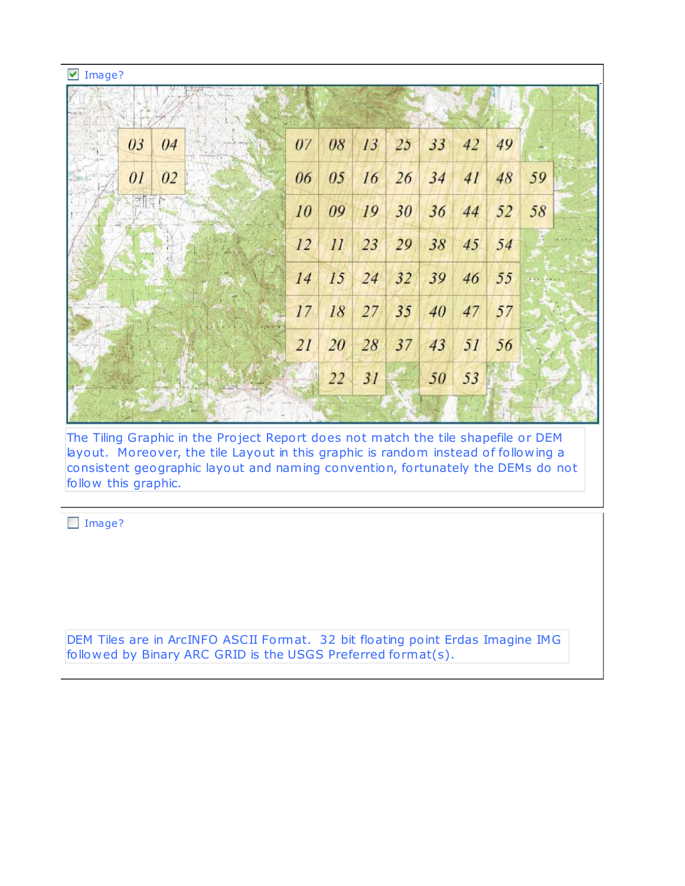☑ Image?

The Tiling Graphic in the Project Report does not match the tile shapefile or DEM layout. Moreover, the tile Layout in this graphic is random instead of following a consistent geographic layout and naming convention, fortunately the DEMs do not follow this graphic.

☐ Image?

DEM Tiles are in ArcINFO ASCII Format. 32 bit floating point Erdas Imagine IMG followed by Binary ARC GRID is the USGS Preferred format(s).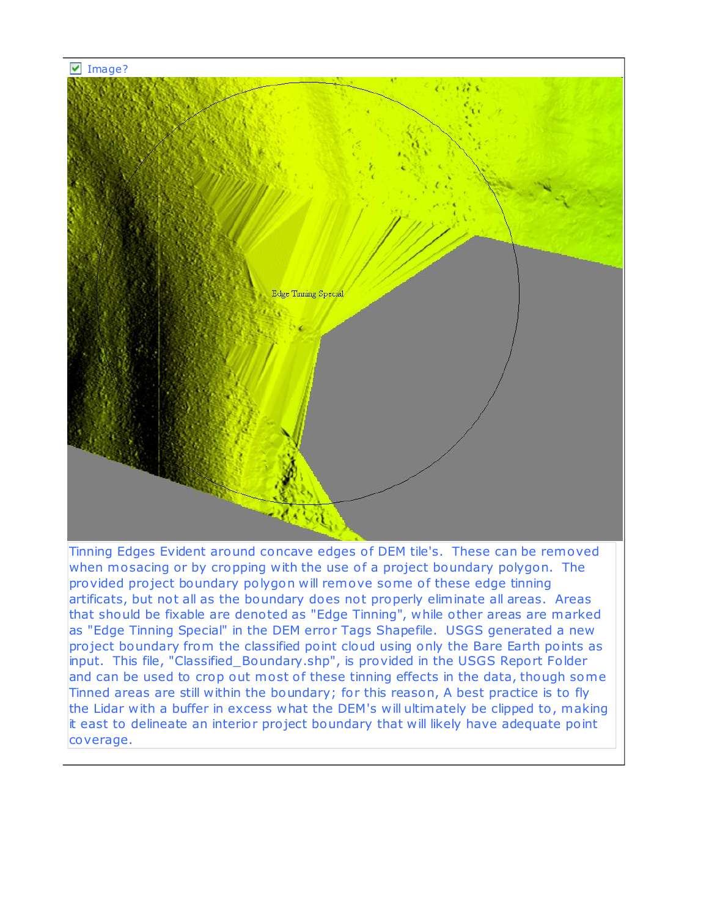Image?

Edge Tinning Special

Tinning Edges Evident around concave edges of DEM tile's. These can be removed when mosacing or by cropping with the use of a project boundary polygon. The provided project boundary polygon will remove some of these edge tinning artificats, but not all as the boundary does not properly eliminate all areas. Areas that should be fixable are denoted as "Edge Tinning", while other areas are marked as "Edge Tinning Special" in the DEM error Tags Shapefile. USGS generated a new project boundary from the classified point cloud using only the Bare Earth points as input. This file, "Classified_Boundary.shp", is provided in the USGS Report Folder and can be used to crop out most of these tinning effects in the data, though some Tinned areas are still within the boundary; for this reason, A best practice is to fly the Lidar with a buffer in excess what the DEM's will ultimately be clipped to, making it east to delineate an interior project boundary that will likely have adequate point coverage.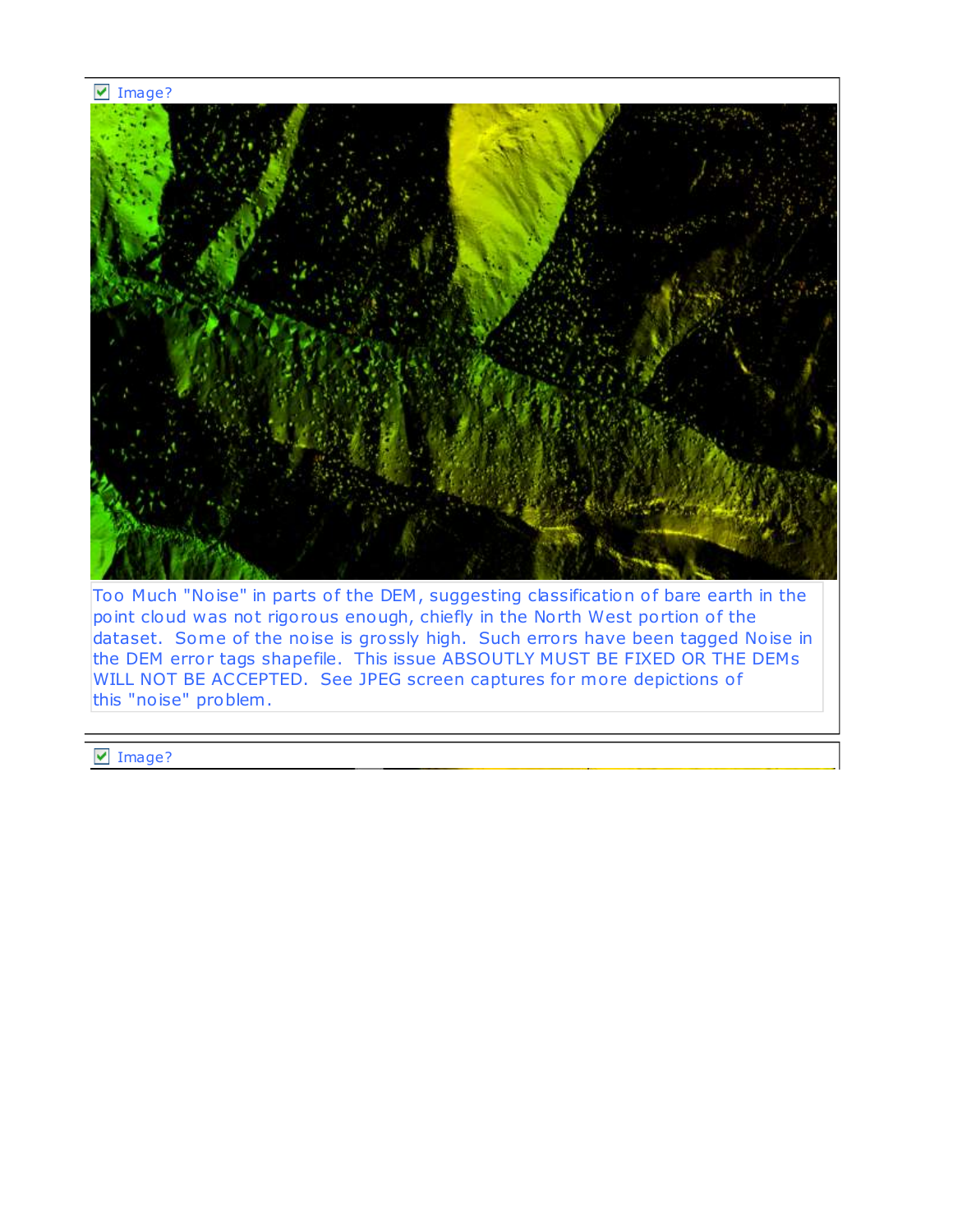☑ Image?

Too Much "Noise" in parts of the DEM, suggesting classification of bare earth in the point cloud was not rigorous enough, chiefly in the North West portion of the dataset. Some of the noise is grossly high. Such errors have been tagged Noise in the DEM error tags shapefile. This issue ABSOUTLY MUST BE FIXED OR THE DEMs WILL NOT BE ACCEPTED. See JPEG screen captures for more depictions of this "noise" problem.

☑ Image?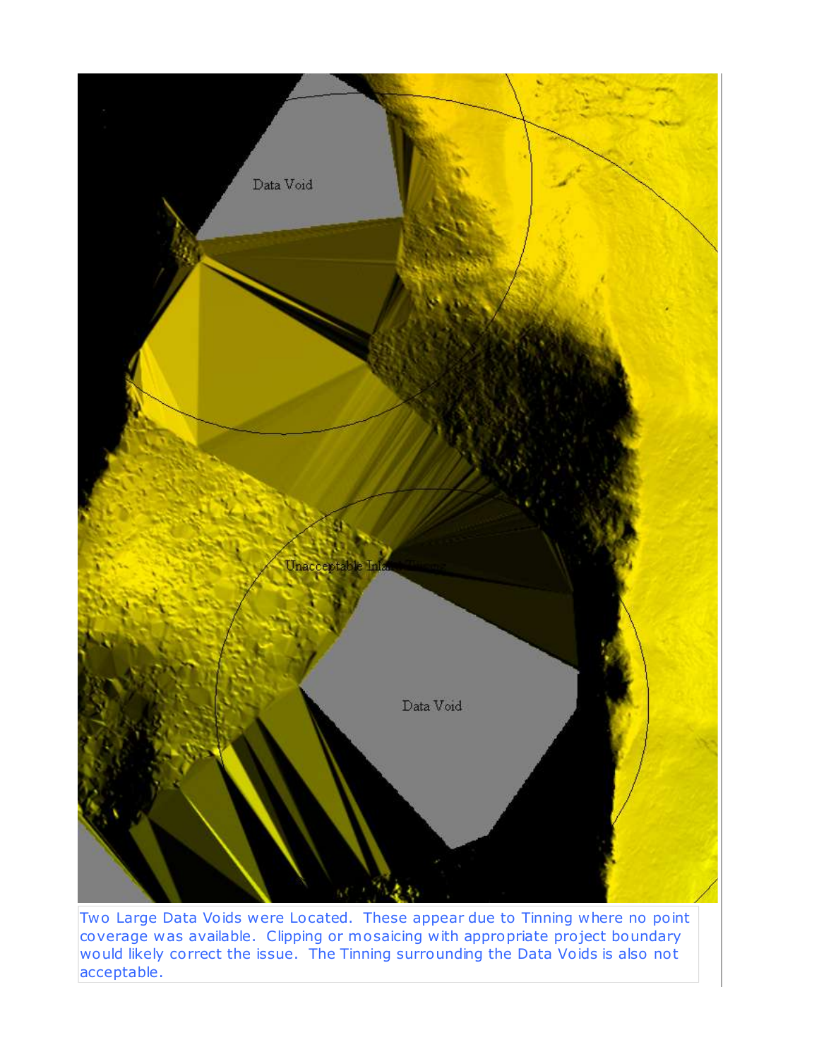Two Large Data Voids were Located. These appear due to Tinning where no point coverage was available. Clipping or mosaicing with appropriate project boundary would likely correct the issue. The Tinning surrounding the Data Voids is also not acceptable.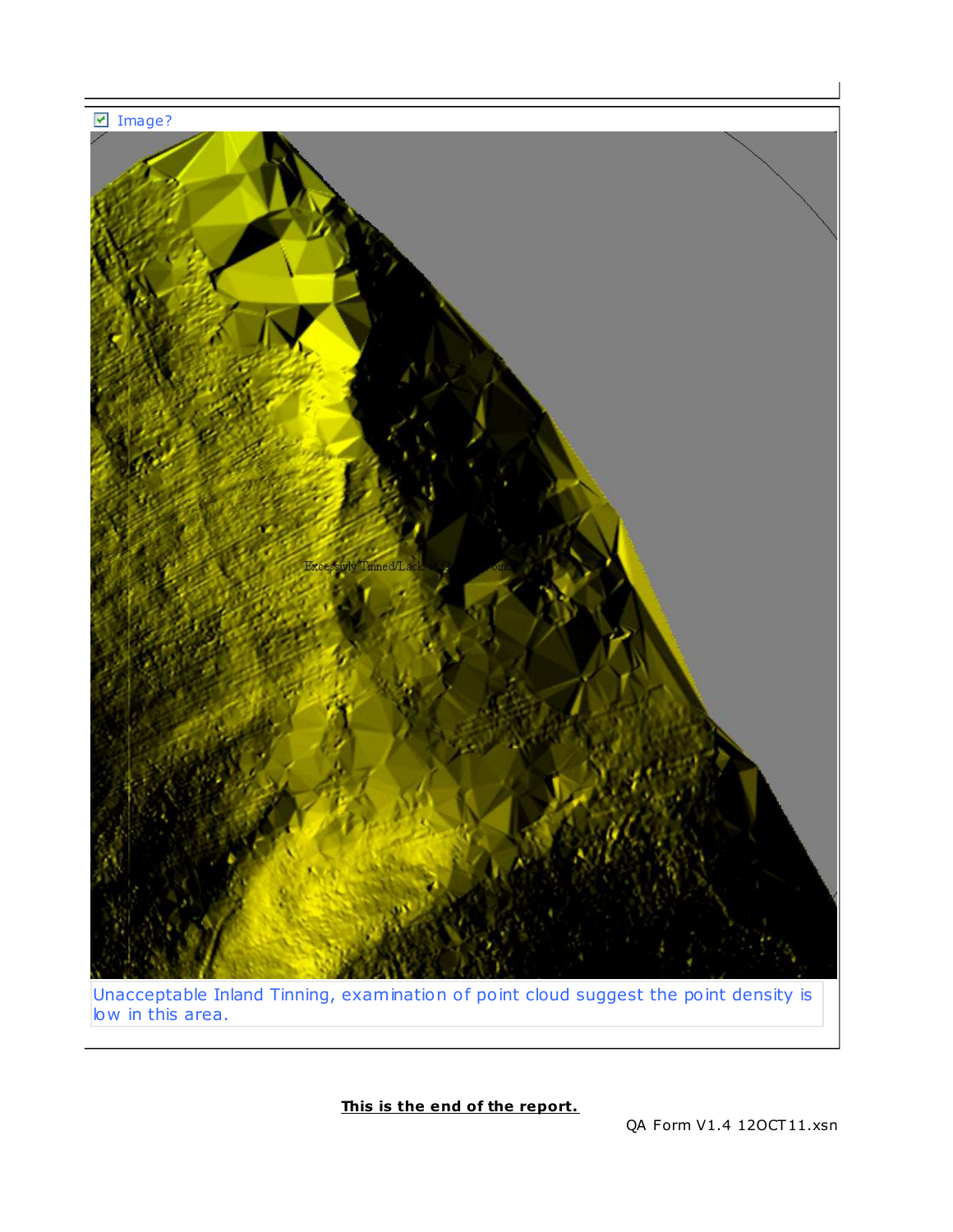☑ Image?

Unacceptable Inland Tinning, examination of point cloud suggest the point density is low in this area.

**This is the end of the report.**

QA Form V1.4 12OCT11.xsn